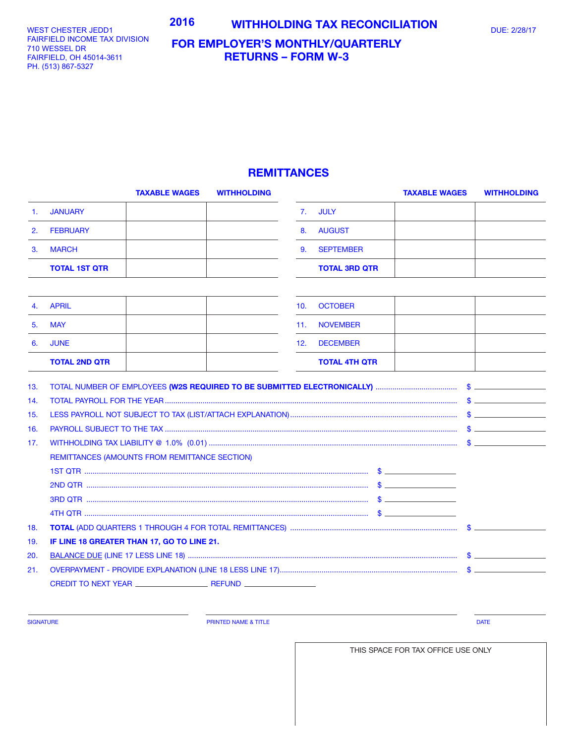WEST CHESTER JEDD1
FAIRFIELD INCOME TAX DIVISION
710 WESSEL DR
FAIRFIELD, OH 45014-3611
PH. (513) 867-5327

# 2016 WITHHOLDING TAX RECONCILIATION

## FOR EMPLOYER'S MONTHLY/QUARTERLY RETURNS – FORM W-3

DUE: 2/28/17

## REMITTANCES

| | | TAXABLE WAGES | WITHHOLDING | | | TAXABLE WAGES | WITHHOLDING |
|---|---|---|---|---|---|---|---|
| 1. | JANUARY | | | 7. | JULY | | |
| 2. | FEBRUARY | | | 8. | AUGUST | | |
| 3. | MARCH | | | 9. | SEPTEMBER | | |
| | **TOTAL 1ST QTR** | | | | **TOTAL 3RD QTR** | | |
| 4. | APRIL | | | 10. | OCTOBER | | |
| 5. | MAY | | | 11. | NOVEMBER | | |
| 6. | JUNE | | | 12. | DECEMBER | | |
| | **TOTAL 2ND QTR** | | | | **TOTAL 4TH QTR** | | |

13. TOTAL NUMBER OF EMPLOYEES **(W2S REQUIRED TO BE SUBMITTED ELECTRONICALLY)** ........ $ ________
14. TOTAL PAYROLL FOR THE YEAR ........ $ ________
15. LESS PAYROLL NOT SUBJECT TO TAX (LIST/ATTACH EXPLANATION) ........ $ ________
16. PAYROLL SUBJECT TO THE TAX ........ $ ________
17. WITHHOLDING TAX LIABILITY @ 1.0% (0.01) ........ $ ________

REMITTANCES (AMOUNTS FROM REMITTANCE SECTION)

1ST QTR ........ $ ________
2ND QTR ........ $ ________
3RD QTR ........ $ ________
4TH QTR ........ $ ________

18. **TOTAL** (ADD QUARTERS 1 THROUGH 4 FOR TOTAL REMITTANCES) ........ $ ________
19. **IF LINE 18 GREATER THAN 17, GO TO LINE 21.**
20. BALANCE DUE (LINE 17 LESS LINE 18) ........ $ ________
21. OVERPAYMENT - PROVIDE EXPLANATION (LINE 18 LESS LINE 17) ........ $ ________

CREDIT TO NEXT YEAR ________ REFUND ________

SIGNATURE ________ PRINTED NAME & TITLE ________ DATE ________

THIS SPACE FOR TAX OFFICE USE ONLY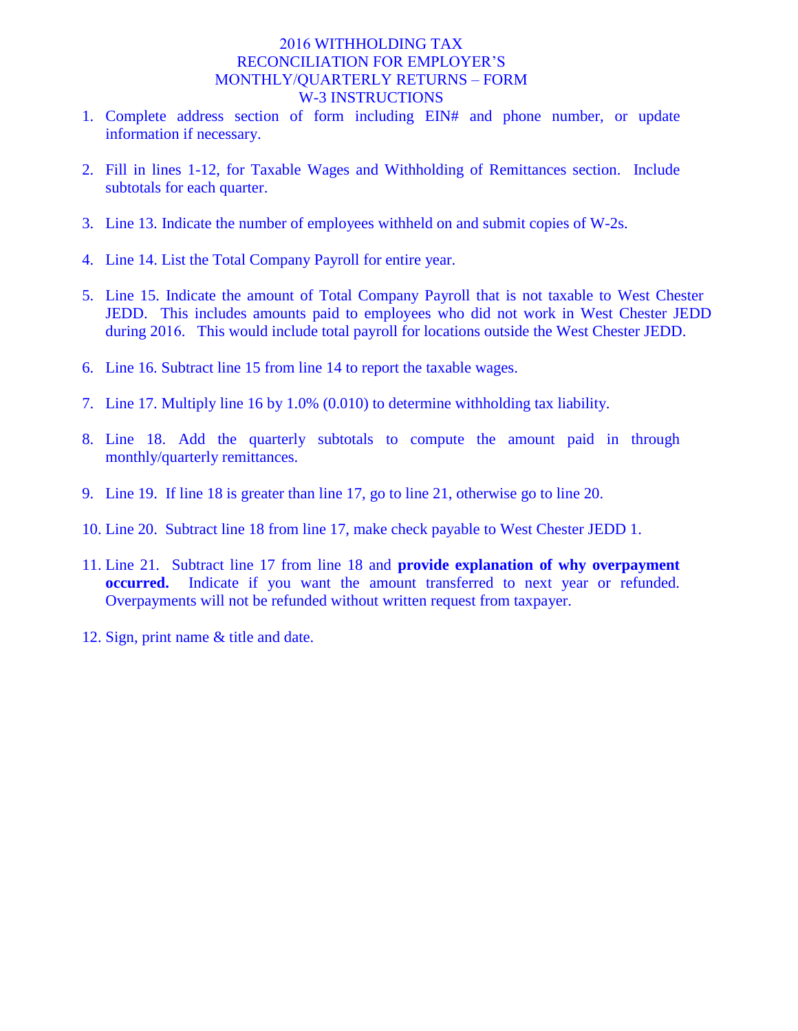# 2016 WITHHOLDING TAX RECONCILIATION FOR EMPLOYER'S MONTHLY/QUARTERLY RETURNS – FORM W-3 INSTRUCTIONS

1. Complete address section of form including EIN# and phone number, or update information if necessary.

2. Fill in lines 1-12, for Taxable Wages and Withholding of Remittances section. Include subtotals for each quarter.

3. Line 13. Indicate the number of employees withheld on and submit copies of W-2s.

4. Line 14. List the Total Company Payroll for entire year.

5. Line 15. Indicate the amount of Total Company Payroll that is not taxable to West Chester JEDD. This includes amounts paid to employees who did not work in West Chester JEDD during 2016. This would include total payroll for locations outside the West Chester JEDD.

6. Line 16. Subtract line 15 from line 14 to report the taxable wages.

7. Line 17. Multiply line 16 by 1.0% (0.010) to determine withholding tax liability.

8. Line 18. Add the quarterly subtotals to compute the amount paid in through monthly/quarterly remittances.

9. Line 19. If line 18 is greater than line 17, go to line 21, otherwise go to line 20.

10. Line 20. Subtract line 18 from line 17, make check payable to West Chester JEDD 1.

11. Line 21. Subtract line 17 from line 18 and **provide explanation of why overpayment occurred.** Indicate if you want the amount transferred to next year or refunded. Overpayments will not be refunded without written request from taxpayer.

12. Sign, print name & title and date.